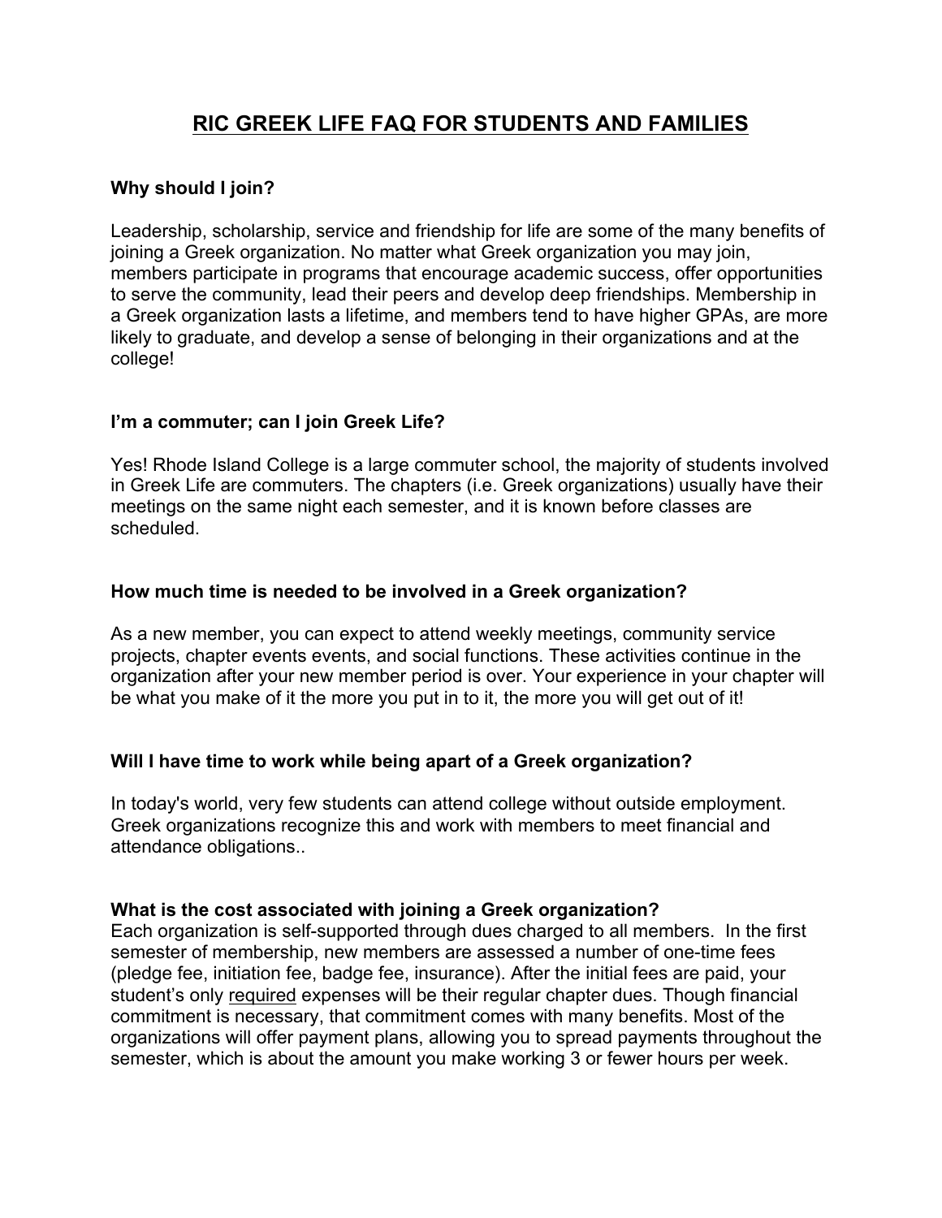# RIC GREEK LIFE FAQ FOR STUDENTS AND FAMILIES

### Why should I join?

Leadership, scholarship, service and friendship for life are some of the many benefits of joining a Greek organization. No matter what Greek organization you may join, members participate in programs that encourage academic success, offer opportunities to serve the community, lead their peers and develop deep friendships. Membership in a Greek organization lasts a lifetime, and members tend to have higher GPAs, are more likely to graduate, and develop a sense of belonging in their organizations and at the college!

### I'm a commuter; can I join Greek Life?

Yes! Rhode Island College is a large commuter school, the majority of students involved in Greek Life are commuters. The chapters (i.e. Greek organizations) usually have their meetings on the same night each semester, and it is known before classes are scheduled.

### How much time is needed to be involved in a Greek organization?

As a new member, you can expect to attend weekly meetings, community service projects, chapter events events, and social functions. These activities continue in the organization after your new member period is over. Your experience in your chapter will be what you make of it the more you put in to it, the more you will get out of it!

### Will I have time to work while being apart of a Greek organization?

In today's world, very few students can attend college without outside employment. Greek organizations recognize this and work with members to meet financial and attendance obligations..

### What is the cost associated with joining a Greek organization?

Each organization is self-supported through dues charged to all members. In the first semester of membership, new members are assessed a number of one-time fees (pledge fee, initiation fee, badge fee, insurance). After the initial fees are paid, your student's only <u>required</u> expenses will be their regular chapter dues. Though financial commitment is necessary, that commitment comes with many benefits. Most of the organizations will offer payment plans, allowing you to spread payments throughout the semester, which is about the amount you make working 3 or fewer hours per week.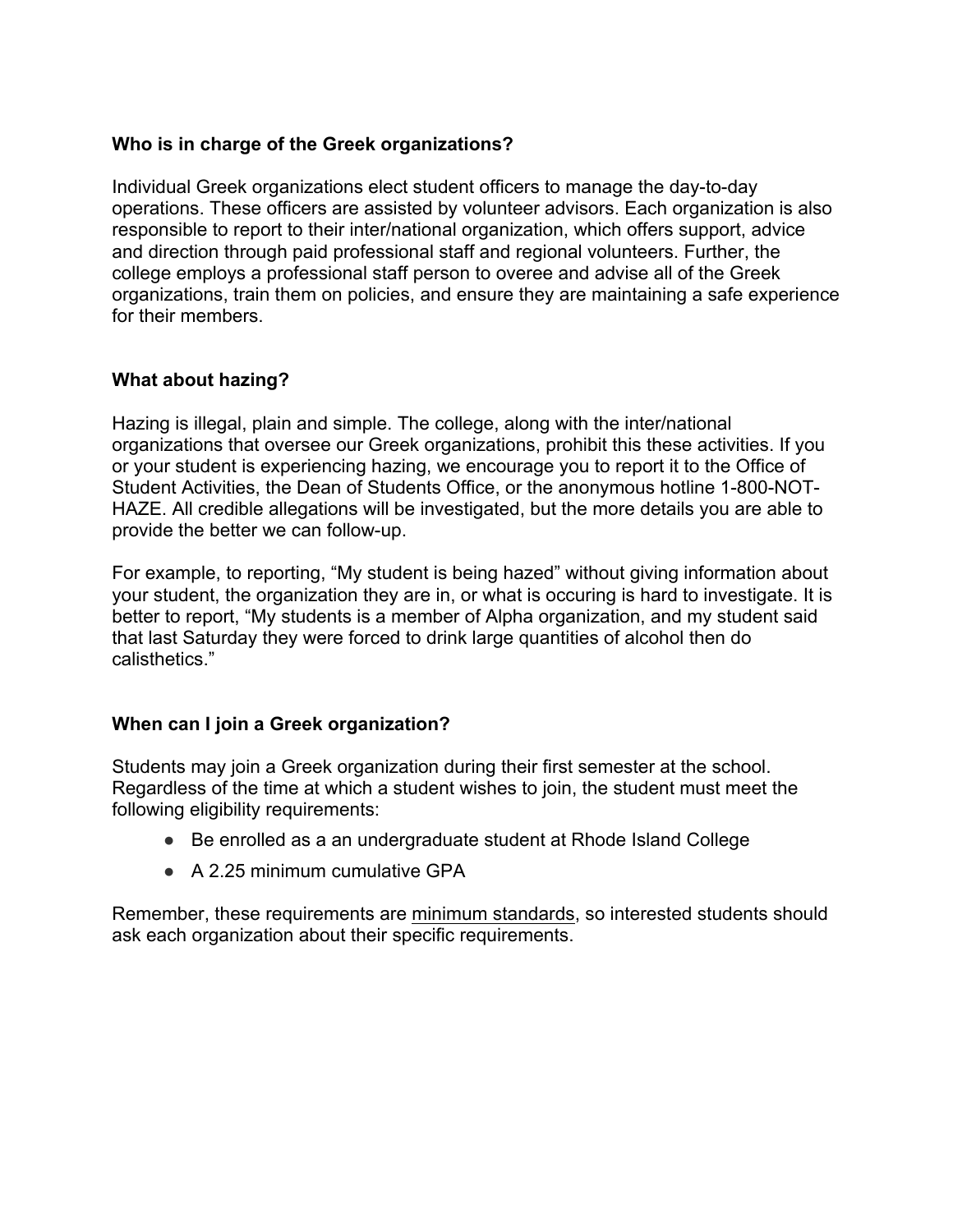**Who is in charge of the Greek organizations?**

Individual Greek organizations elect student officers to manage the day-to-day operations. These officers are assisted by volunteer advisors. Each organization is also responsible to report to their inter/national organization, which offers support, advice and direction through paid professional staff and regional volunteers. Further, the college employs a professional staff person to overee and advise all of the Greek organizations, train them on policies, and ensure they are maintaining a safe experience for their members.

**What about hazing?**

Hazing is illegal, plain and simple. The college, along with the inter/national organizations that oversee our Greek organizations, prohibit this these activities. If you or your student is experiencing hazing, we encourage you to report it to the Office of Student Activities, the Dean of Students Office, or the anonymous hotline 1-800-NOT-HAZE. All credible allegations will be investigated, but the more details you are able to provide the better we can follow-up.

For example, to reporting, “My student is being hazed” without giving information about your student, the organization they are in, or what is occuring is hard to investigate. It is better to report, “My students is a member of Alpha organization, and my student said that last Saturday they were forced to drink large quantities of alcohol then do calisthetics.”

**When can I join a Greek organization?**

Students may join a Greek organization during their first semester at the school. Regardless of the time at which a student wishes to join, the student must meet the following eligibility requirements:

- Be enrolled as a an undergraduate student at Rhode Island College
- A 2.25 minimum cumulative GPA

Remember, these requirements are minimum standards, so interested students should ask each organization about their specific requirements.